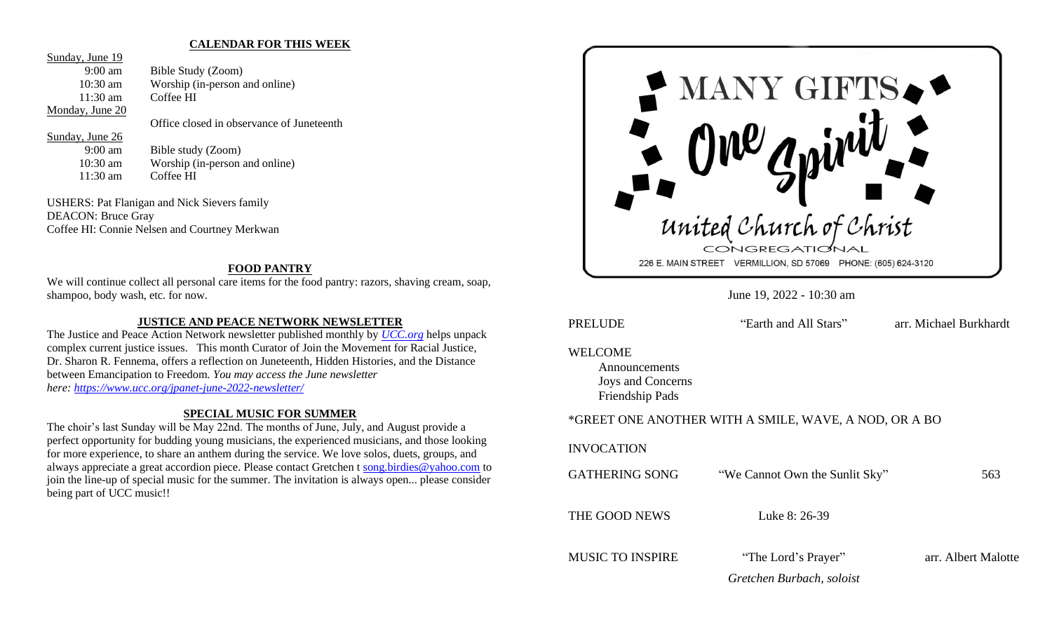## CALENDAR FOR THIS WEEK

Sunday, June 19
- 9:00 am Bible Study (Zoom)
- 10:30 am Worship (in-person and online)
- 11:30 am Coffee HI

Monday, June 20
- Office closed in observance of Juneteenth

Sunday, June 26
- 9:00 am Bible study (Zoom)
- 10:30 am Worship (in-person and online)
- 11:30 am Coffee HI

USHERS: Pat Flanigan and Nick Sievers family
DEACON: Bruce Gray
Coffee HI: Connie Nelsen and Courtney Merkwan

## FOOD PANTRY

We will continue collect all personal care items for the food pantry: razors, shaving cream, soap, shampoo, body wash, etc. for now.

## JUSTICE AND PEACE NETWORK NEWSLETTER

The Justice and Peace Action Network newsletter published monthly by *UCC.org* helps unpack complex current justice issues. This month Curator of Join the Movement for Racial Justice, Dr. Sharon R. Fennema, offers a reflection on Juneteenth, Hidden Histories, and the Distance between Emancipation to Freedom. *You may access the June newsletter here: https://www.ucc.org/jpanet-june-2022-newsletter/*

## SPECIAL MUSIC FOR SUMMER

The choir's last Sunday will be May 22nd. The months of June, July, and August provide a perfect opportunity for budding young musicians, the experienced musicians, and those looking for more experience, to share an anthem during the service. We love solos, duets, groups, and always appreciate a great accordion piece. Please contact Gretchen t song.birdies@yahoo.com to join the line-up of special music for the summer. The invitation is always open... please consider being part of UCC music!!

# MANY GIFTS One Spirit

United Church of Christ
CONGREGATIONAL
226 E. MAIN STREET VERMILLION, SD 57069 PHONE: (605) 624-3120

June 19, 2022 - 10:30 am

PRELUDE "Earth and All Stars" arr. Michael Burkhardt

WELCOME
- Announcements
- Joys and Concerns
- Friendship Pads

*GREET ONE ANOTHER WITH A SMILE, WAVE, A NOD, OR A BO

INVOCATION

GATHERING SONG "We Cannot Own the Sunlit Sky" 563

THE GOOD NEWS Luke 8: 26-39

MUSIC TO INSPIRE "The Lord's Prayer" arr. Albert Malotte
*Gretchen Burbach, soloist*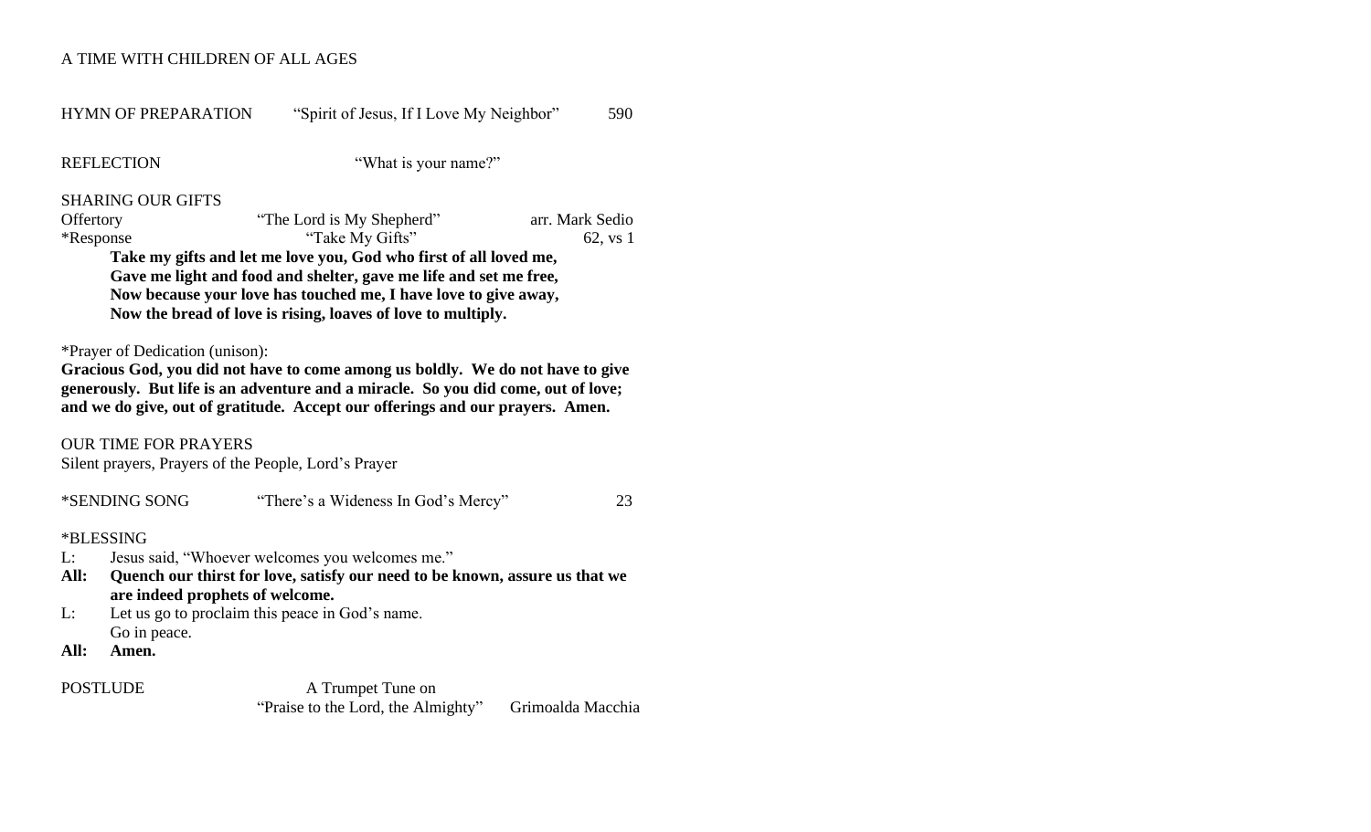A TIME WITH CHILDREN OF ALL AGES

HYMN OF PREPARATION "Spirit of Jesus, If I Love My Neighbor" 590

REFLECTION "What is your name?"

SHARING OUR GIFTS

Offertory "The Lord is My Shepherd" arr. Mark Sedio

*Response "Take My Gifts" 62, vs 1

**Take my gifts and let me love you, God who first of all loved me,**
**Gave me light and food and shelter, gave me life and set me free,**
**Now because your love has touched me, I have love to give away,**
**Now the bread of love is rising, loaves of love to multiply.**

*Prayer of Dedication (unison):

**Gracious God, you did not have to come among us boldly. We do not have to give generously. But life is an adventure and a miracle. So you did come, out of love; and we do give, out of gratitude. Accept our offerings and our prayers. Amen.**

OUR TIME FOR PRAYERS

Silent prayers, Prayers of the People, Lord's Prayer

*SENDING SONG "There's a Wideness In God's Mercy" 23

*BLESSING

L: Jesus said, "Whoever welcomes you welcomes me."

**All: Quench our thirst for love, satisfy our need to be known, assure us that we are indeed prophets of welcome.**

L: Let us go to proclaim this peace in God's name.
Go in peace.

**All: Amen.**

POSTLUDE A Trumpet Tune on "Praise to the Lord, the Almighty" Grimoalda Macchia